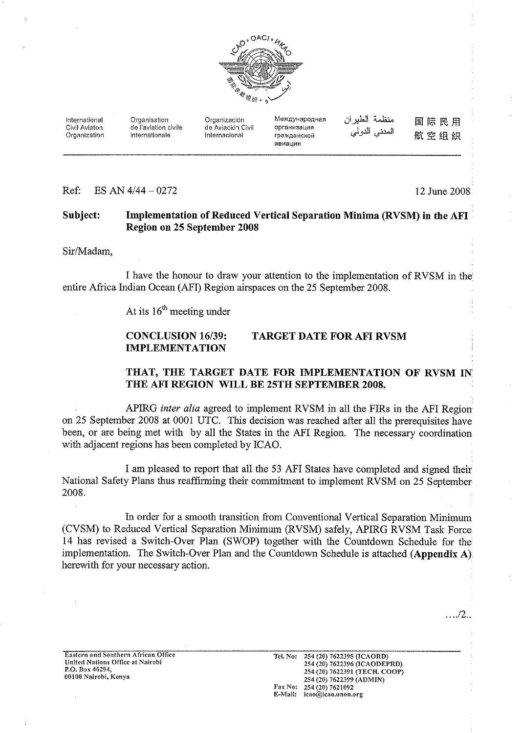International Civil Aviaton Organization | Organisation de l'aviation civile internationale | Organización de Aviación Civil Internacional | Международная организация гражданской авиации | منظمة الطيران المدني الدولي | 国际民用航空组织

Ref: ES AN 4/44 – 0272

12 June 2008

**Subject: Implementation of Reduced Vertical Separation Minima (RVSM) in the AFI Region on 25 September 2008**

Sir/Madam,

I have the honour to draw your attention to the implementation of RVSM in the entire Africa Indian Ocean (AFI) Region airspaces on the 25 September 2008.

At its 16th meeting under

**CONCLUSION 16/39: TARGET DATE FOR AFI RVSM IMPLEMENTATION**

**THAT, THE TARGET DATE FOR IMPLEMENTATION OF RVSM IN THE AFI REGION WILL BE 25TH SEPTEMBER 2008.**

APIRG *inter alia* agreed to implement RVSM in all the FIRs in the AFI Region on 25 September 2008 at 0001 UTC. This decision was reached after all the prerequisites have been, or are being met with by all the States in the AFI Region. The necessary coordination with adjacent regions has been completed by ICAO.

I am pleased to report that all the 53 AFI States have completed and signed their National Safety Plans thus reaffirming their commitment to implement RVSM on 25 September 2008.

In order for a smooth transition from Conventional Vertical Separation Minimum (CVSM) to Reduced Vertical Separation Minimum (RVSM) safely, APIRG RVSM Task Force 14 has revised a Switch-Over Plan (SWOP) together with the Countdown Schedule for the implementation. The Switch-Over Plan and the Countdown Schedule is attached (**Appendix A**) herewith for your necessary action.

…./2..

Eastern and Southern African Office
United Nations Office at Nairobi
P.O. Box 46294,
00100 Nairobi, Kenya

Tel. No: 254 (20) 7622395 (ICAORD)
254 (20) 7622396 (ICAODEPRD)
254 (20) 7622391 (TECH. COOP)
254 (20) 7622399 (ADMIN)
Fax No: 254 (20) 7621092
E-Mail: icao@icao.unon.org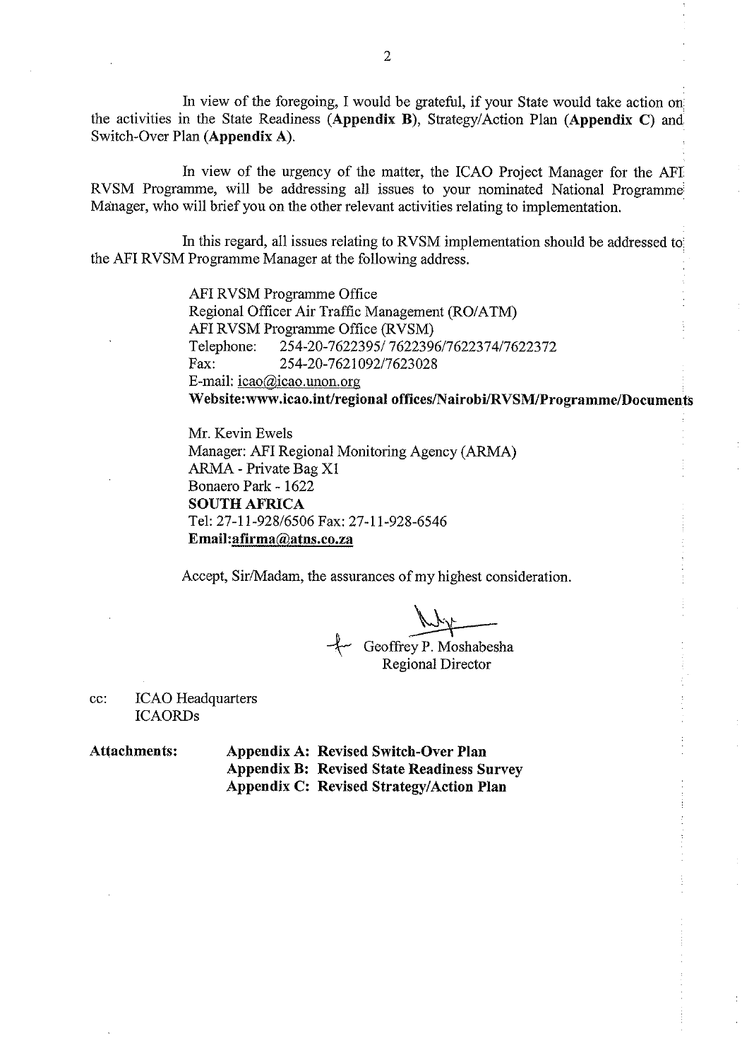In view of the foregoing, I would be grateful, if your State would take action on the activities in the State Readiness (**Appendix B**), Strategy/Action Plan (**Appendix C**) and Switch-Over Plan (**Appendix A**).

In view of the urgency of the matter, the ICAO Project Manager for the AFI RVSM Programme, will be addressing all issues to your nominated National Programme Manager, who will brief you on the other relevant activities relating to implementation.

In this regard, all issues relating to RVSM implementation should be addressed to the AFI RVSM Programme Manager at the following address.

AFI RVSM Programme Office
Regional Officer Air Traffic Management (RO/ATM)
AFI RVSM Programme Office (RVSM)
Telephone: 254-20-7622395/ 7622396/7622374/7622372
Fax: 254-20-7621092/7623028
E-mail: icao@icao.unon.org
**Website:www.icao.int/regional offices/Nairobi/RVSM/Programme/Documents**

Mr. Kevin Ewels
Manager: AFI Regional Monitoring Agency (ARMA)
ARMA - Private Bag X1
Bonaero Park - 1622
**SOUTH AFRICA**
Tel: 27-11-928/6506 Fax: 27-11-928-6546
**Email:afirma@atns.co.za**

Accept, Sir/Madam, the assurances of my highest consideration.

Geoffrey P. Moshabesha
Regional Director

cc: ICAO Headquarters
ICAORDs

**Attachments:**
**Appendix A: Revised Switch-Over Plan**
**Appendix B: Revised State Readiness Survey**
**Appendix C: Revised Strategy/Action Plan**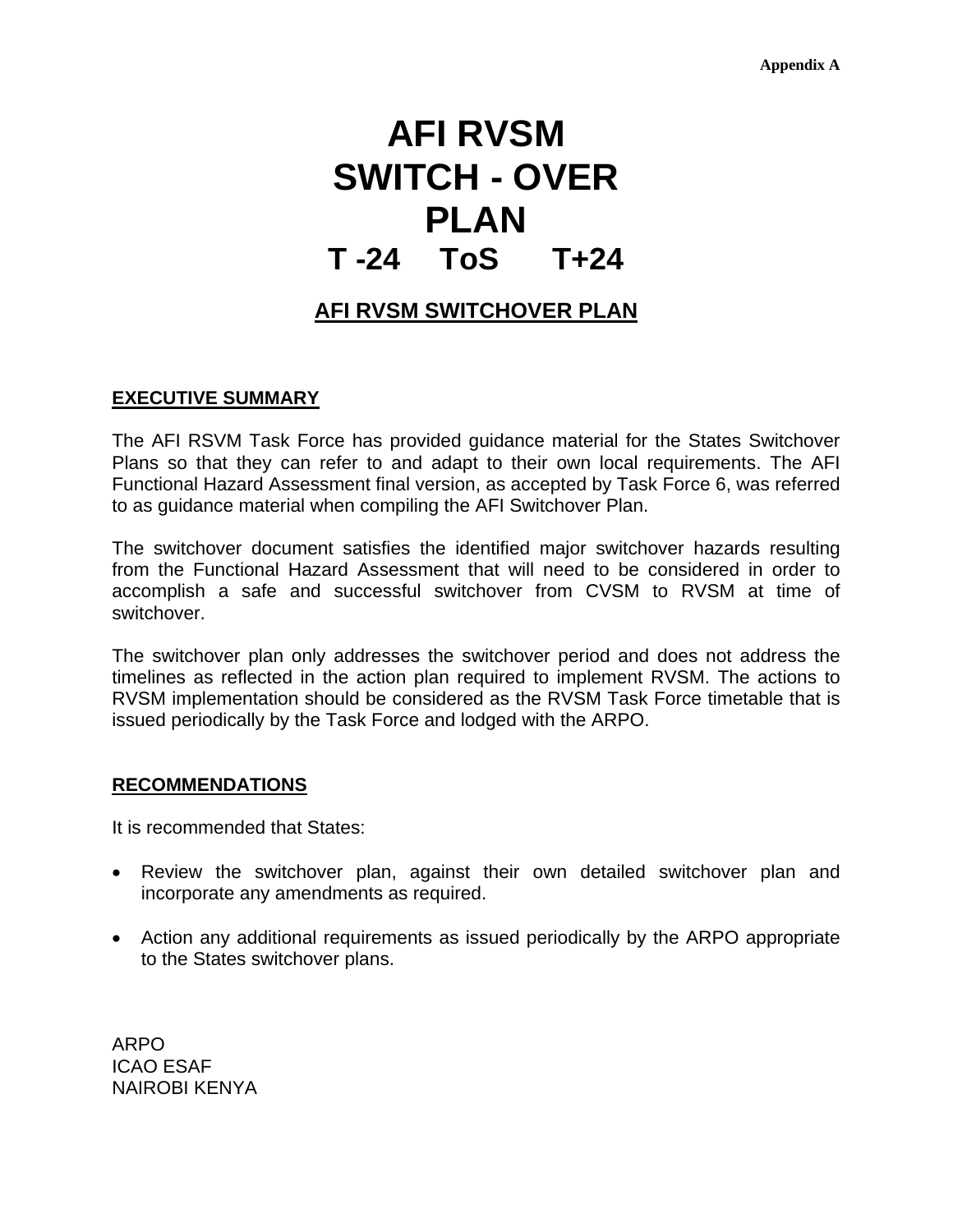Appendix A

# AFI RVSM SWITCH - OVER PLAN

# T -24 ToS T+24

## AFI RVSM SWITCHOVER PLAN

### EXECUTIVE SUMMARY

The AFI RSVM Task Force has provided guidance material for the States Switchover Plans so that they can refer to and adapt to their own local requirements. The AFI Functional Hazard Assessment final version, as accepted by Task Force 6, was referred to as guidance material when compiling the AFI Switchover Plan.

The switchover document satisfies the identified major switchover hazards resulting from the Functional Hazard Assessment that will need to be considered in order to accomplish a safe and successful switchover from CVSM to RVSM at time of switchover.

The switchover plan only addresses the switchover period and does not address the timelines as reflected in the action plan required to implement RVSM. The actions to RVSM implementation should be considered as the RVSM Task Force timetable that is issued periodically by the Task Force and lodged with the ARPO.

### RECOMMENDATIONS

It is recommended that States:

- Review the switchover plan, against their own detailed switchover plan and incorporate any amendments as required.
- Action any additional requirements as issued periodically by the ARPO appropriate to the States switchover plans.

ARPO
ICAO ESAF
NAIROBI KENYA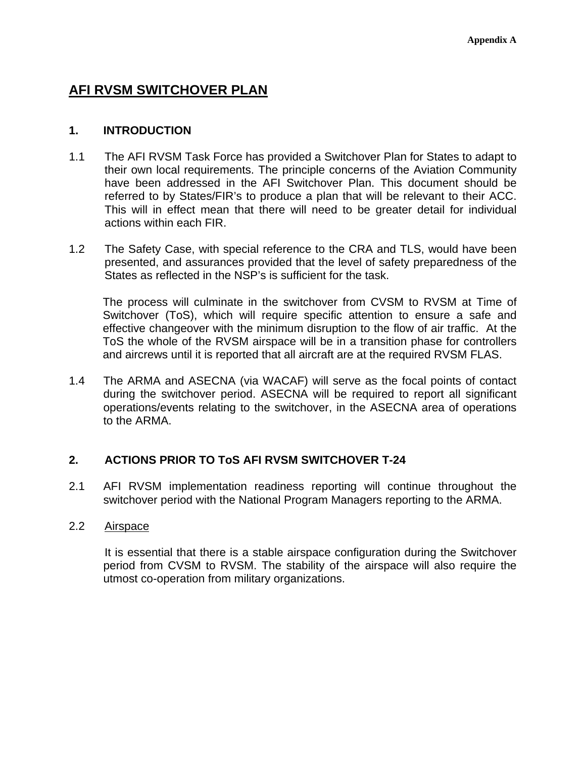Appendix A

# AFI RVSM SWITCHOVER PLAN

## 1. INTRODUCTION

1.1 The AFI RVSM Task Force has provided a Switchover Plan for States to adapt to their own local requirements. The principle concerns of the Aviation Community have been addressed in the AFI Switchover Plan. This document should be referred to by States/FIR's to produce a plan that will be relevant to their ACC. This will in effect mean that there will need to be greater detail for individual actions within each FIR.

1.2 The Safety Case, with special reference to the CRA and TLS, would have been presented, and assurances provided that the level of safety preparedness of the States as reflected in the NSP's is sufficient for the task.

The process will culminate in the switchover from CVSM to RVSM at Time of Switchover (ToS), which will require specific attention to ensure a safe and effective changeover with the minimum disruption to the flow of air traffic. At the ToS the whole of the RVSM airspace will be in a transition phase for controllers and aircrews until it is reported that all aircraft are at the required RVSM FLAS.

1.4 The ARMA and ASECNA (via WACAF) will serve as the focal points of contact during the switchover period. ASECNA will be required to report all significant operations/events relating to the switchover, in the ASECNA area of operations to the ARMA.

## 2. ACTIONS PRIOR TO ToS AFI RVSM SWITCHOVER T-24

2.1 AFI RVSM implementation readiness reporting will continue throughout the switchover period with the National Program Managers reporting to the ARMA.

2.2 Airspace

It is essential that there is a stable airspace configuration during the Switchover period from CVSM to RVSM. The stability of the airspace will also require the utmost co-operation from military organizations.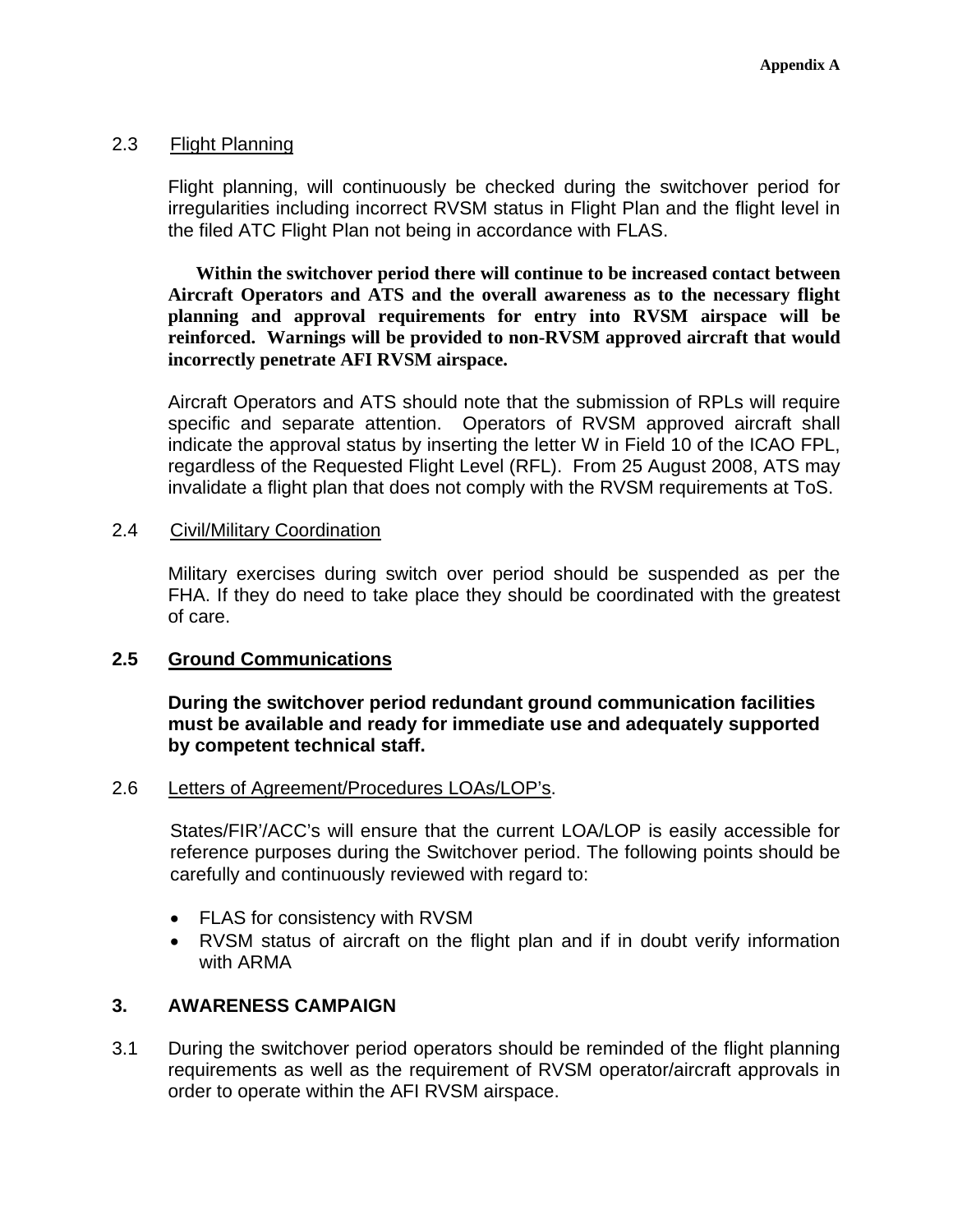2.3 Flight Planning

Flight planning, will continuously be checked during the switchover period for irregularities including incorrect RVSM status in Flight Plan and the flight level in the filed ATC Flight Plan not being in accordance with FLAS.

**Within the switchover period there will continue to be increased contact between Aircraft Operators and ATS and the overall awareness as to the necessary flight planning and approval requirements for entry into RVSM airspace will be reinforced. Warnings will be provided to non-RVSM approved aircraft that would incorrectly penetrate AFI RVSM airspace.**

Aircraft Operators and ATS should note that the submission of RPLs will require specific and separate attention. Operators of RVSM approved aircraft shall indicate the approval status by inserting the letter W in Field 10 of the ICAO FPL, regardless of the Requested Flight Level (RFL). From 25 August 2008, ATS may invalidate a flight plan that does not comply with the RVSM requirements at ToS.

2.4 Civil/Military Coordination

Military exercises during switch over period should be suspended as per the FHA. If they do need to take place they should be coordinated with the greatest of care.

**2.5 Ground Communications**

**During the switchover period redundant ground communication facilities must be available and ready for immediate use and adequately supported by competent technical staff.**

2.6 Letters of Agreement/Procedures LOAs/LOP's.

States/FIR'/ACC's will ensure that the current LOA/LOP is easily accessible for reference purposes during the Switchover period. The following points should be carefully and continuously reviewed with regard to:

- FLAS for consistency with RVSM
- RVSM status of aircraft on the flight plan and if in doubt verify information with ARMA

## 3. AWARENESS CAMPAIGN

3.1 During the switchover period operators should be reminded of the flight planning requirements as well as the requirement of RVSM operator/aircraft approvals in order to operate within the AFI RVSM airspace.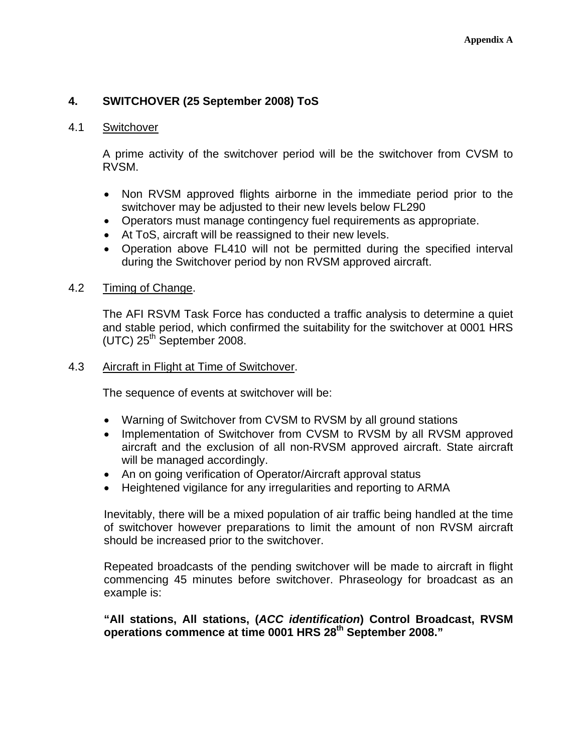## 4. SWITCHOVER (25 September 2008) ToS

### 4.1 Switchover

A prime activity of the switchover period will be the switchover from CVSM to RVSM.

- Non RVSM approved flights airborne in the immediate period prior to the switchover may be adjusted to their new levels below FL290
- Operators must manage contingency fuel requirements as appropriate.
- At ToS, aircraft will be reassigned to their new levels.
- Operation above FL410 will not be permitted during the specified interval during the Switchover period by non RVSM approved aircraft.

### 4.2 Timing of Change.

The AFI RSVM Task Force has conducted a traffic analysis to determine a quiet and stable period, which confirmed the suitability for the switchover at 0001 HRS (UTC) 25th September 2008.

### 4.3 Aircraft in Flight at Time of Switchover.

The sequence of events at switchover will be:

- Warning of Switchover from CVSM to RVSM by all ground stations
- Implementation of Switchover from CVSM to RVSM by all RVSM approved aircraft and the exclusion of all non-RVSM approved aircraft. State aircraft will be managed accordingly.
- An on going verification of Operator/Aircraft approval status
- Heightened vigilance for any irregularities and reporting to ARMA

Inevitably, there will be a mixed population of air traffic being handled at the time of switchover however preparations to limit the amount of non RVSM aircraft should be increased prior to the switchover.

Repeated broadcasts of the pending switchover will be made to aircraft in flight commencing 45 minutes before switchover. Phraseology for broadcast as an example is:

**"All stations, All stations, (*ACC identification*) Control Broadcast, RVSM operations commence at time 0001 HRS 28th September 2008."**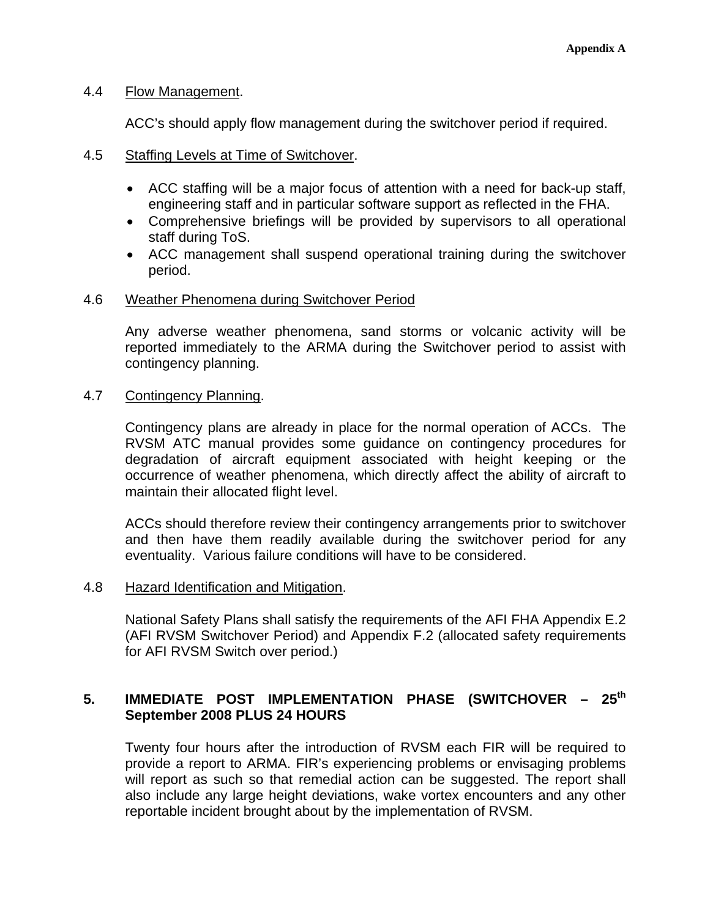4.4 Flow Management.

ACC's should apply flow management during the switchover period if required.

4.5 Staffing Levels at Time of Switchover.

- ACC staffing will be a major focus of attention with a need for back-up staff, engineering staff and in particular software support as reflected in the FHA.
- Comprehensive briefings will be provided by supervisors to all operational staff during ToS.
- ACC management shall suspend operational training during the switchover period.

4.6 Weather Phenomena during Switchover Period

Any adverse weather phenomena, sand storms or volcanic activity will be reported immediately to the ARMA during the Switchover period to assist with contingency planning.

4.7 Contingency Planning.

Contingency plans are already in place for the normal operation of ACCs. The RVSM ATC manual provides some guidance on contingency procedures for degradation of aircraft equipment associated with height keeping or the occurrence of weather phenomena, which directly affect the ability of aircraft to maintain their allocated flight level.

ACCs should therefore review their contingency arrangements prior to switchover and then have them readily available during the switchover period for any eventuality. Various failure conditions will have to be considered.

4.8 Hazard Identification and Mitigation.

National Safety Plans shall satisfy the requirements of the AFI FHA Appendix E.2 (AFI RVSM Switchover Period) and Appendix F.2 (allocated safety requirements for AFI RVSM Switch over period.)

## 5. IMMEDIATE POST IMPLEMENTATION PHASE (SWITCHOVER – 25th September 2008 PLUS 24 HOURS

Twenty four hours after the introduction of RVSM each FIR will be required to provide a report to ARMA. FIR's experiencing problems or envisaging problems will report as such so that remedial action can be suggested. The report shall also include any large height deviations, wake vortex encounters and any other reportable incident brought about by the implementation of RVSM.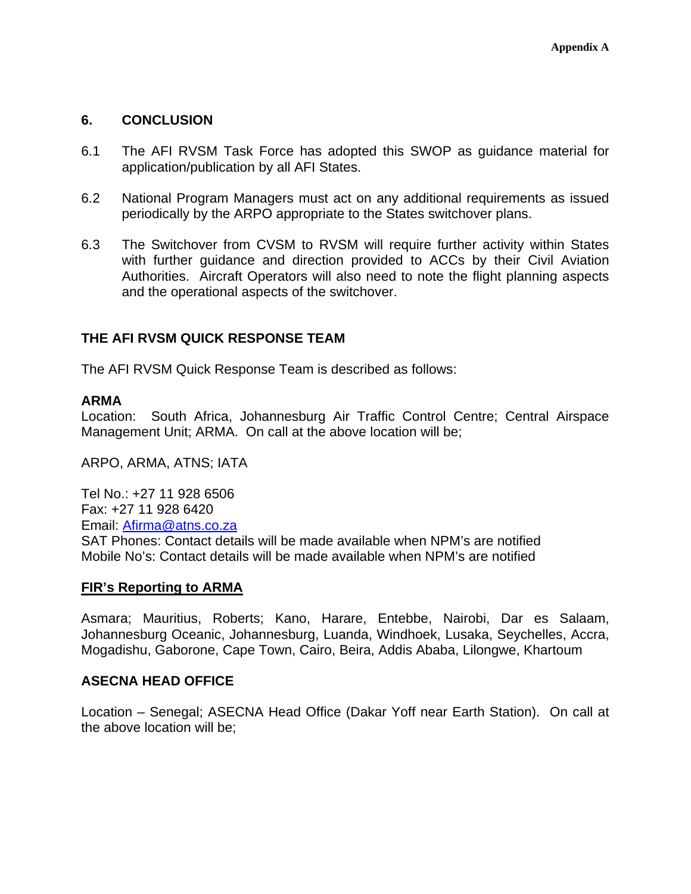## 6. CONCLUSION

6.1 The AFI RVSM Task Force has adopted this SWOP as guidance material for application/publication by all AFI States.

6.2 National Program Managers must act on any additional requirements as issued periodically by the ARPO appropriate to the States switchover plans.

6.3 The Switchover from CVSM to RVSM will require further activity within States with further guidance and direction provided to ACCs by their Civil Aviation Authorities. Aircraft Operators will also need to note the flight planning aspects and the operational aspects of the switchover.

## THE AFI RVSM QUICK RESPONSE TEAM

The AFI RVSM Quick Response Team is described as follows:

**ARMA**
Location: South Africa, Johannesburg Air Traffic Control Centre; Central Airspace Management Unit; ARMA. On call at the above location will be;

ARPO, ARMA, ATNS; IATA

Tel No.: +27 11 928 6506
Fax: +27 11 928 6420
Email: Afirma@atns.co.za
SAT Phones: Contact details will be made available when NPM's are notified
Mobile No's: Contact details will be made available when NPM's are notified

**FIR's Reporting to ARMA**

Asmara; Mauritius, Roberts; Kano, Harare, Entebbe, Nairobi, Dar es Salaam, Johannesburg Oceanic, Johannesburg, Luanda, Windhoek, Lusaka, Seychelles, Accra, Mogadishu, Gaborone, Cape Town, Cairo, Beira, Addis Ababa, Lilongwe, Khartoum

**ASECNA HEAD OFFICE**

Location – Senegal; ASECNA Head Office (Dakar Yoff near Earth Station). On call at the above location will be;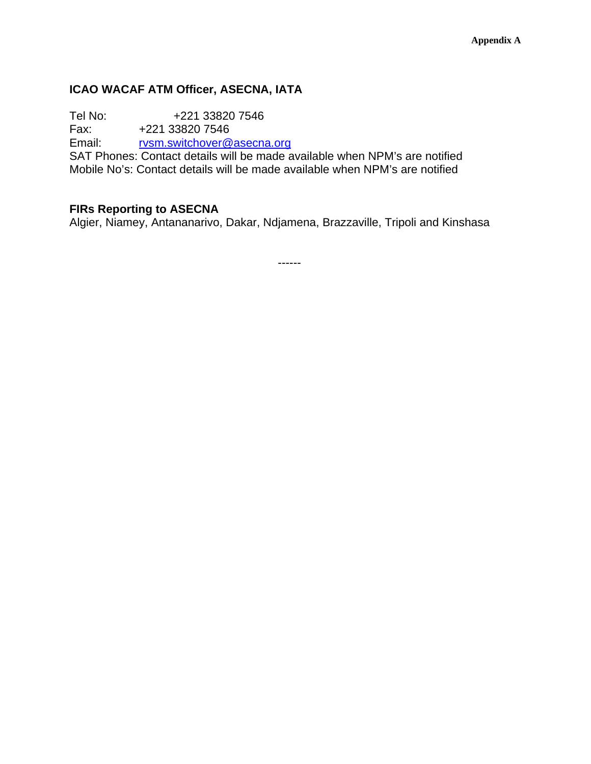**ICAO WACAF ATM Officer, ASECNA, IATA**

Tel No: +221 33820 7546
Fax: +221 33820 7546
Email: rvsm.switchover@asecna.org
SAT Phones: Contact details will be made available when NPM's are notified
Mobile No's: Contact details will be made available when NPM's are notified

**FIRs Reporting to ASECNA**
Algier, Niamey, Antananarivo, Dakar, Ndjamena, Brazzaville, Tripoli and Kinshasa

------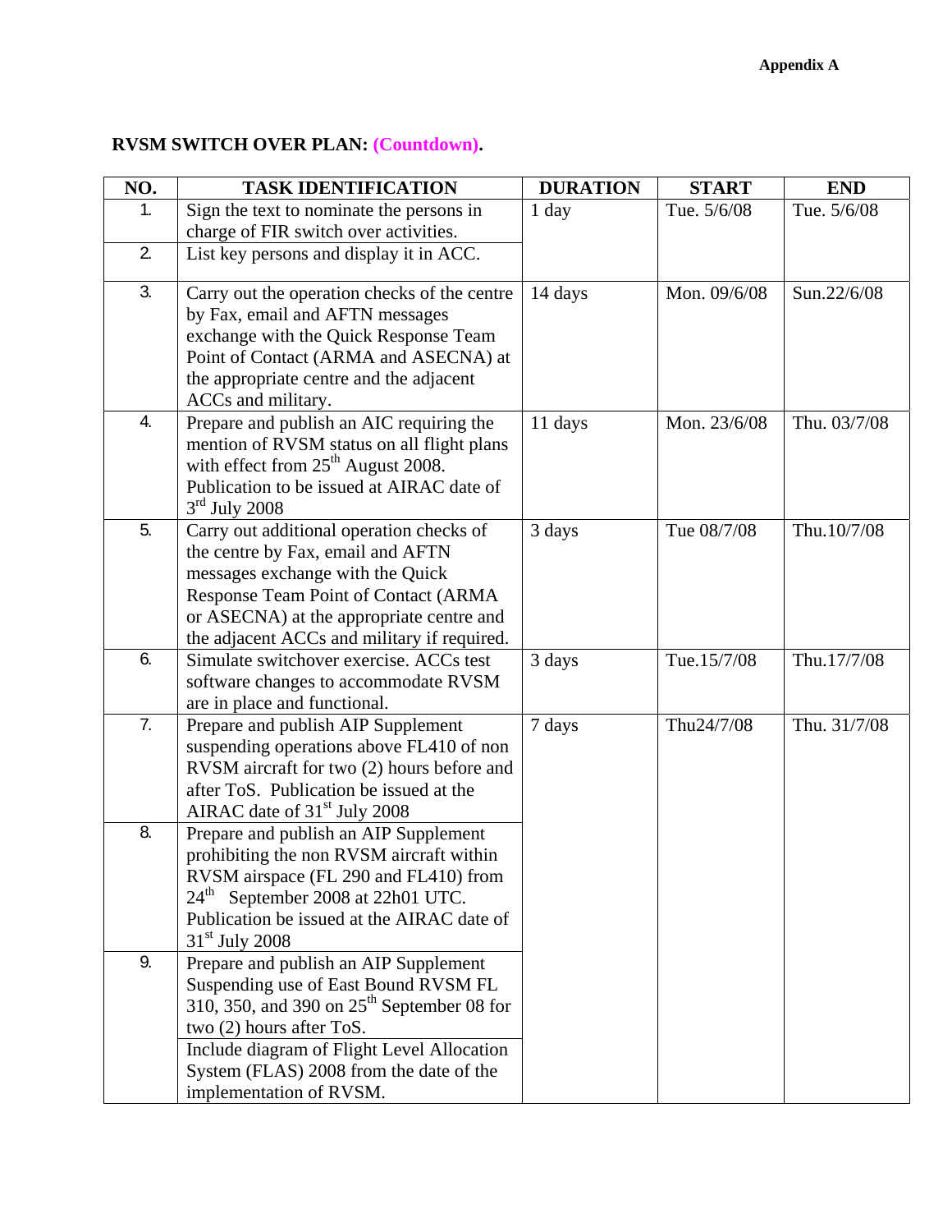**Appendix A**

**RVSM SWITCH OVER PLAN: (Countdown).**

| NO. | TASK IDENTIFICATION | DURATION | START | END |
|---|---|---|---|---|
| 1. | Sign the text to nominate the persons in charge of FIR switch over activities. | 1 day | Tue. 5/6/08 | Tue. 5/6/08 |
| 2. | List key persons and display it in ACC. | | | |
| 3. | Carry out the operation checks of the centre by Fax, email and AFTN messages exchange with the Quick Response Team Point of Contact (ARMA and ASECNA) at the appropriate centre and the adjacent ACCs and military. | 14 days | Mon. 09/6/08 | Sun.22/6/08 |
| 4. | Prepare and publish an AIC requiring the mention of RVSM status on all flight plans with effect from 25th August 2008. Publication to be issued at AIRAC date of 3rd July 2008 | 11 days | Mon. 23/6/08 | Thu. 03/7/08 |
| 5. | Carry out additional operation checks of the centre by Fax, email and AFTN messages exchange with the Quick Response Team Point of Contact (ARMA or ASECNA) at the appropriate centre and the adjacent ACCs and military if required. | 3 days | Tue 08/7/08 | Thu.10/7/08 |
| 6. | Simulate switchover exercise. ACCs test software changes to accommodate RVSM are in place and functional. | 3 days | Tue.15/7/08 | Thu.17/7/08 |
| 7. | Prepare and publish AIP Supplement suspending operations above FL410 of non RVSM aircraft for two (2) hours before and after ToS. Publication be issued at the AIRAC date of 31st July 2008 | 7 days | Thu24/7/08 | Thu. 31/7/08 |
| 8. | Prepare and publish an AIP Supplement prohibiting the non RVSM aircraft within RVSM airspace (FL 290 and FL410) from 24th September 2008 at 22h01 UTC. Publication be issued at the AIRAC date of 31st July 2008 | | | |
| 9. | Prepare and publish an AIP Supplement Suspending use of East Bound RVSM FL 310, 350, and 390 on 25th September 08 for two (2) hours after ToS. | | | |
| | Include diagram of Flight Level Allocation System (FLAS) 2008 from the date of the implementation of RVSM. | | | |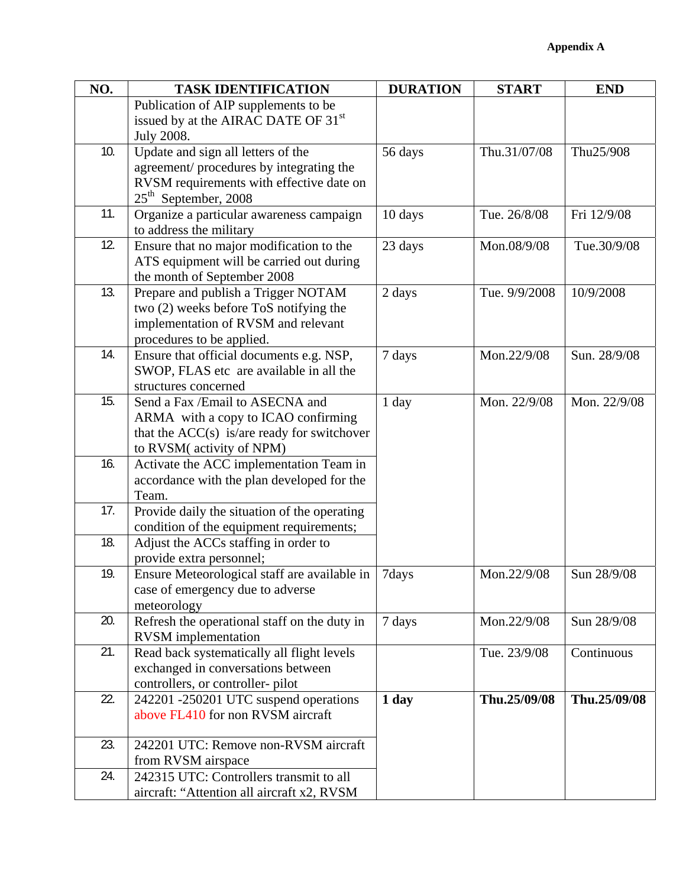**Appendix A**

| NO. | TASK IDENTIFICATION | DURATION | START | END |
|---|---|---|---|---|
| | Publication of AIP supplements to be issued by at the AIRAC DATE OF 31st July 2008. | | | |
| 10. | Update and sign all letters of the agreement/ procedures by integrating the RVSM requirements with effective date on 25th September, 2008 | 56 days | Thu.31/07/08 | Thu25/908 |
| 11. | Organize a particular awareness campaign to address the military | 10 days | Tue. 26/8/08 | Fri 12/9/08 |
| 12. | Ensure that no major modification to the ATS equipment will be carried out during the month of September 2008 | 23 days | Mon.08/9/08 | Tue.30/9/08 |
| 13. | Prepare and publish a Trigger NOTAM two (2) weeks before ToS notifying the implementation of RVSM and relevant procedures to be applied. | 2 days | Tue. 9/9/2008 | 10/9/2008 |
| 14. | Ensure that official documents e.g. NSP, SWOP, FLAS etc are available in all the structures concerned | 7 days | Mon.22/9/08 | Sun. 28/9/08 |
| 15. | Send a Fax /Email to ASECNA and ARMA with a copy to ICAO confirming that the ACC(s) is/are ready for switchover to RVSM( activity of NPM) | 1 day | Mon. 22/9/08 | Mon. 22/9/08 |
| 16. | Activate the ACC implementation Team in accordance with the plan developed for the Team. | | | |
| 17. | Provide daily the situation of the operating condition of the equipment requirements; | | | |
| 18. | Adjust the ACCs staffing in order to provide extra personnel; | | | |
| 19. | Ensure Meteorological staff are available in case of emergency due to adverse meteorology | 7days | Mon.22/9/08 | Sun 28/9/08 |
| 20. | Refresh the operational staff on the duty in RVSM implementation | 7 days | Mon.22/9/08 | Sun 28/9/08 |
| 21. | Read back systematically all flight levels exchanged in conversations between controllers, or controller- pilot | | Tue. 23/9/08 | Continuous |
| 22. | 242201 -250201 UTC suspend operations above FL410 for non RVSM aircraft | **1 day** | **Thu.25/09/08** | **Thu.25/09/08** |
| 23. | 242201 UTC: Remove non-RVSM aircraft from RVSM airspace | | | |
| 24. | 242315 UTC: Controllers transmit to all aircraft: "Attention all aircraft x2, RVSM | | | |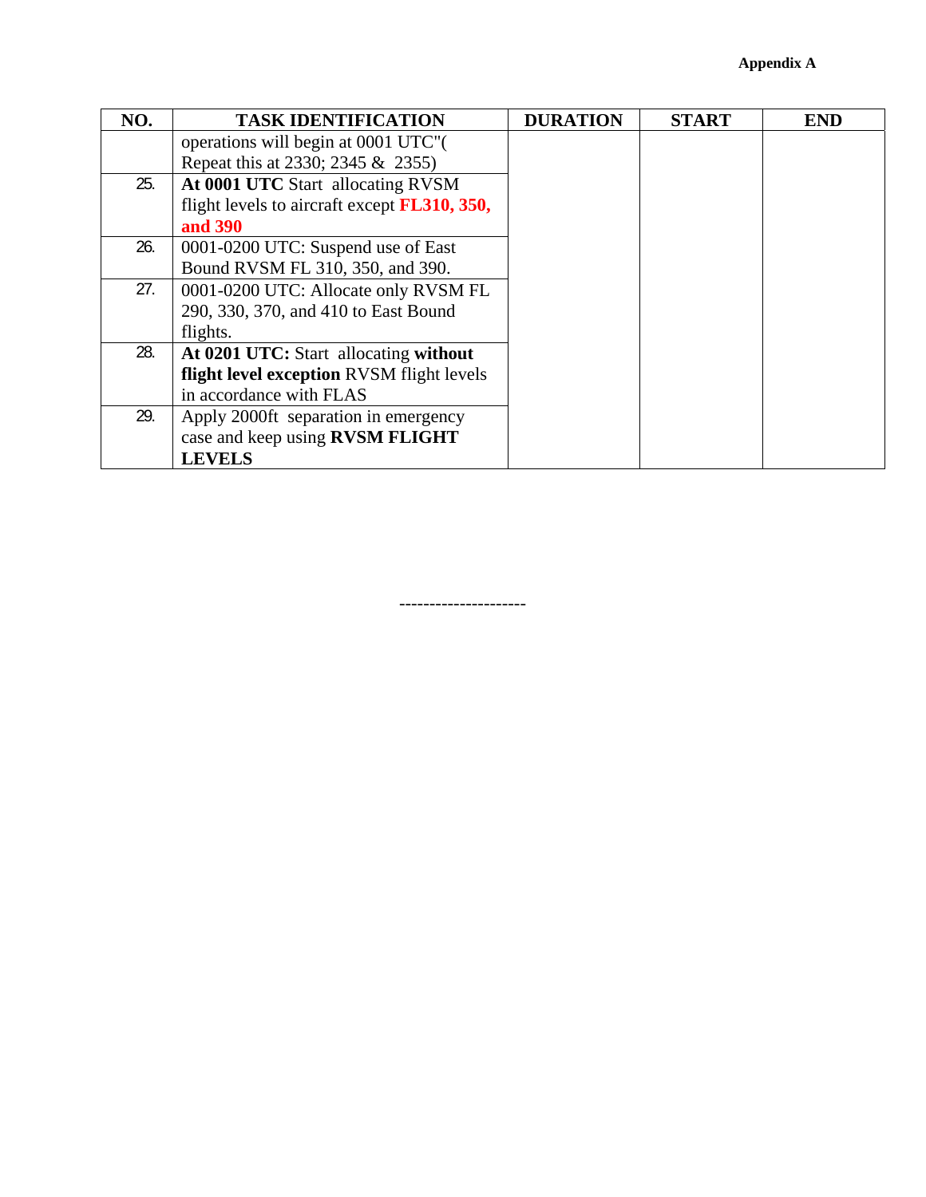**Appendix A**

| NO. | TASK IDENTIFICATION | DURATION | START | END |
|---|---|---|---|---|
| | operations will begin at 0001 UTC"( Repeat this at 2330; 2345 & 2355) | | | |
| 25. | **At 0001 UTC** Start allocating RVSM flight levels to aircraft except **FL310, 350, and 390** | | | |
| 26. | 0001-0200 UTC: Suspend use of East Bound RVSM FL 310, 350, and 390. | | | |
| 27. | 0001-0200 UTC: Allocate only RVSM FL 290, 330, 370, and 410 to East Bound flights. | | | |
| 28. | **At 0201 UTC:** Start allocating **without flight level exception** RVSM flight levels in accordance with FLAS | | | |
| 29. | Apply 2000ft separation in emergency case and keep using **RVSM FLIGHT LEVELS** | | | |

--------------------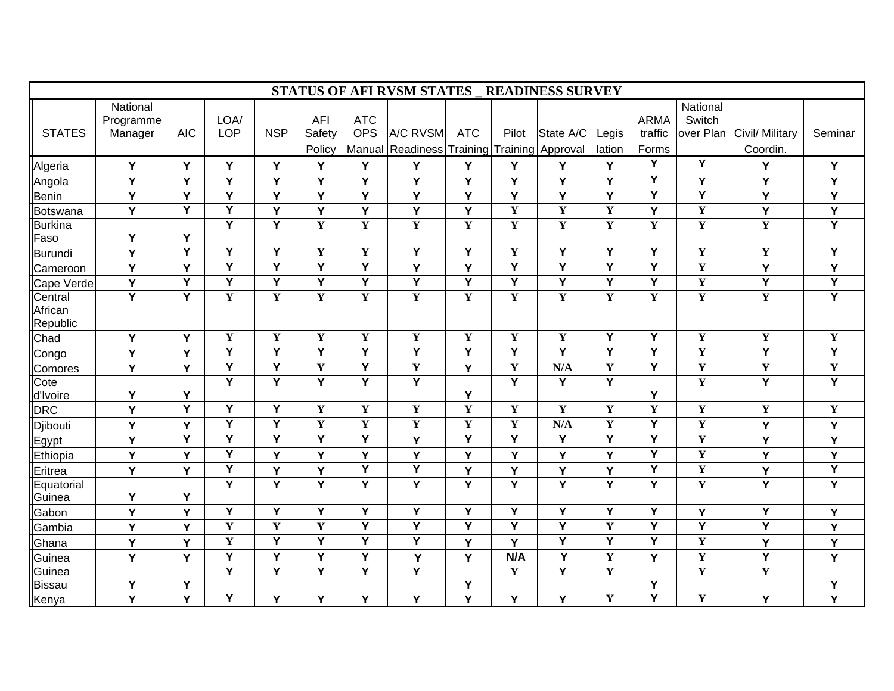| STATUS OF AFI RVSM STATES _ READINESS SURVEY | | | | | | | | | | | | | | | |
|---|---|---|---|---|---|---|---|---|---|---|---|---|---|---|---|
| STATES | National Programme Manager | AIC | LOA/ LOP | NSP | AFI Safety Policy | ATC OPS Manual | A/C RVSM Readiness | ATC Training | Pilot Training | State A/C Approval | Legis lation | ARMA traffic Forms | National Switch over Plan | Civil/ Military Coordin. | Seminar |
| Algeria | Y | Y | Y | Y | Y | Y | Y | Y | Y | Y | Y | Y | Y | Y | Y |
| Angola | Y | Y | Y | Y | Y | Y | Y | Y | Y | Y | Y | Y | Y | Y | Y |
| Benin | Y | Y | Y | Y | Y | Y | Y | Y | Y | Y | Y | Y | Y | Y | Y |
| Botswana | Y | Y | Y | Y | Y | Y | Y | Y | Y | Y | Y | Y | Y | Y | Y |
| Burkina Faso | Y | Y | Y | Y | Y | Y | Y | Y | Y | Y | Y | Y | Y | Y | Y |
| Burundi | Y | Y | Y | Y | Y | Y | Y | Y | Y | Y | Y | Y | Y | Y | Y |
| Cameroon | Y | Y | Y | Y | Y | Y | Y | Y | Y | Y | Y | Y | Y | Y | Y |
| Cape Verde | Y | Y | Y | Y | Y | Y | Y | Y | Y | Y | Y | Y | Y | Y | Y |
| Central African Republic | Y | Y | Y | Y | Y | Y | Y | Y | Y | Y | Y | Y | Y | Y | Y |
| Chad | Y | Y | Y | Y | Y | Y | Y | Y | Y | Y | Y | Y | Y | Y | Y |
| Congo | Y | Y | Y | Y | Y | Y | Y | Y | Y | Y | Y | Y | Y | Y | Y |
| Comores | Y | Y | Y | Y | Y | Y | Y | Y | Y | N/A | Y | Y | Y | Y | Y |
| Cote d'Ivoire | Y | Y | Y | Y | Y | Y | Y | Y | Y | Y | Y | Y | Y | Y | Y |
| DRC | Y | Y | Y | Y | Y | Y | Y | Y | Y | Y | Y | Y | Y | Y | Y |
| Djibouti | Y | Y | Y | Y | Y | Y | Y | Y | Y | N/A | Y | Y | Y | Y | Y |
| Egypt | Y | Y | Y | Y | Y | Y | Y | Y | Y | Y | Y | Y | Y | Y | Y |
| Ethiopia | Y | Y | Y | Y | Y | Y | Y | Y | Y | Y | Y | Y | Y | Y | Y |
| Eritrea | Y | Y | Y | Y | Y | Y | Y | Y | Y | Y | Y | Y | Y | Y | Y |
| Equatorial Guinea | Y | Y | Y | Y | Y | Y | Y | Y | Y | Y | Y | Y | Y | Y | Y |
| Gabon | Y | Y | Y | Y | Y | Y | Y | Y | Y | Y | Y | Y | Y | Y | Y |
| Gambia | Y | Y | Y | Y | Y | Y | Y | Y | Y | Y | Y | Y | Y | Y | Y |
| Ghana | Y | Y | Y | Y | Y | Y | Y | Y | Y | Y | Y | Y | Y | Y | Y |
| Guinea | Y | Y | Y | Y | Y | Y | Y | Y | N/A | Y | Y | Y | Y | Y | Y |
| Guinea Bissau | Y | Y | Y | Y | Y | Y | Y | Y | Y | Y | Y | Y | Y | Y | Y |
| Kenya | Y | Y | Y | Y | Y | Y | Y | Y | Y | Y | Y | Y | Y | Y | Y |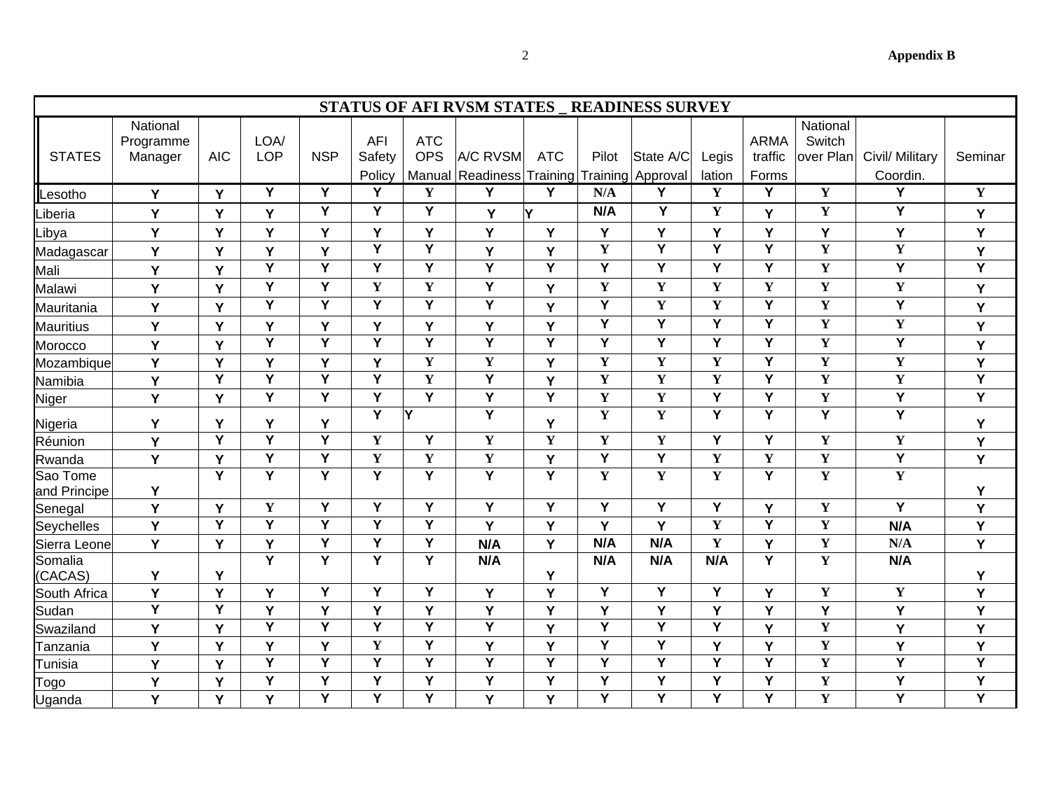**Appendix B**

| STATUS OF AFI RVSM STATES _ READINESS SURVEY | | | | | | | | | | | | | | | |
|---|---|---|---|---|---|---|---|---|---|---|---|---|---|---|---|
| STATES | National Programme Manager | AIC | LOA/ LOP | NSP | AFI Safety Policy | ATC OPS Manual | A/C RVSM Readiness | ATC Training | Pilot Training | State A/C Approval | Legis lation | ARMA traffic Forms | National Switch over Plan | Civil/ Military Coordin. | Seminar |
| Lesotho | Y | Y | Y | Y | Y | Y | Y | Y | N/A | Y | Y | Y | Y | Y | Y |
| Liberia | Y | Y | Y | Y | Y | Y | Y | Y | N/A | Y | Y | Y | Y | Y | Y |
| Libya | Y | Y | Y | Y | Y | Y | Y | Y | Y | Y | Y | Y | Y | Y | Y |
| Madagascar | Y | Y | Y | Y | Y | Y | Y | Y | Y | Y | Y | Y | Y | Y | Y |
| Mali | Y | Y | Y | Y | Y | Y | Y | Y | Y | Y | Y | Y | Y | Y | Y |
| Malawi | Y | Y | Y | Y | Y | Y | Y | Y | Y | Y | Y | Y | Y | Y | Y |
| Mauritania | Y | Y | Y | Y | Y | Y | Y | Y | Y | Y | Y | Y | Y | Y | Y |
| Mauritius | Y | Y | Y | Y | Y | Y | Y | Y | Y | Y | Y | Y | Y | Y | Y |
| Morocco | Y | Y | Y | Y | Y | Y | Y | Y | Y | Y | Y | Y | Y | Y | Y |
| Mozambique | Y | Y | Y | Y | Y | Y | Y | Y | Y | Y | Y | Y | Y | Y | Y |
| Namibia | Y | Y | Y | Y | Y | Y | Y | Y | Y | Y | Y | Y | Y | Y | Y |
| Niger | Y | Y | Y | Y | Y | Y | Y | Y | Y | Y | Y | Y | Y | Y | Y |
| Nigeria | Y | Y | Y | Y | Y | Y | Y | Y | Y | Y | Y | Y | Y | Y | Y |
| Réunion | Y | Y | Y | Y | Y | Y | Y | Y | Y | Y | Y | Y | Y | Y | Y |
| Rwanda | Y | Y | Y | Y | Y | Y | Y | Y | Y | Y | Y | Y | Y | Y | Y |
| Sao Tome and Principe | Y | Y | Y | Y | Y | Y | Y | Y | Y | Y | Y | Y | Y | Y | Y |
| Senegal | Y | Y | Y | Y | Y | Y | Y | Y | Y | Y | Y | Y | Y | Y | Y |
| Seychelles | Y | Y | Y | Y | Y | Y | Y | Y | Y | Y | Y | Y | Y | N/A | Y |
| Sierra Leone | Y | Y | Y | Y | Y | Y | N/A | Y | N/A | N/A | Y | Y | Y | N/A | Y |
| Somalia (CACAS) | Y | Y | Y | Y | Y | Y | N/A | Y | N/A | N/A | N/A | Y | Y | N/A | Y |
| South Africa | Y | Y | Y | Y | Y | Y | Y | Y | Y | Y | Y | Y | Y | Y | Y |
| Sudan | Y | Y | Y | Y | Y | Y | Y | Y | Y | Y | Y | Y | Y | Y | Y |
| Swaziland | Y | Y | Y | Y | Y | Y | Y | Y | Y | Y | Y | Y | Y | Y | Y |
| Tanzania | Y | Y | Y | Y | Y | Y | Y | Y | Y | Y | Y | Y | Y | Y | Y |
| Tunisia | Y | Y | Y | Y | Y | Y | Y | Y | Y | Y | Y | Y | Y | Y | Y |
| Togo | Y | Y | Y | Y | Y | Y | Y | Y | Y | Y | Y | Y | Y | Y | Y |
| Uganda | Y | Y | Y | Y | Y | Y | Y | Y | Y | Y | Y | Y | Y | Y | Y |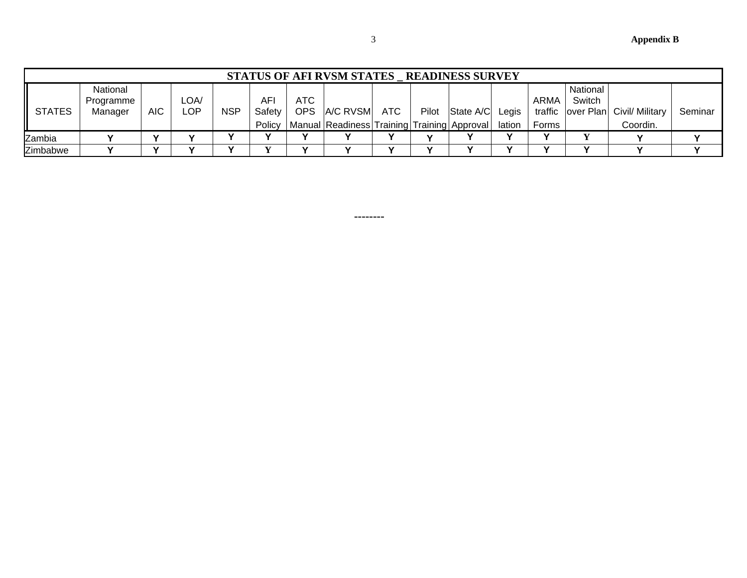Appendix B

| STATUS OF AFI RVSM STATES _ READINESS SURVEY | | | | | | | | | | | | | | | |
|---|---|---|---|---|---|---|---|---|---|---|---|---|---|---|---|
| STATES | National Programme Manager | AIC | LOA/ LOP | NSP | AFI Safety Policy | ATC OPS Manual | A/C RVSM Readiness | ATC Training | Pilot Training | State A/C Approval | Legis lation | ARMA traffic Forms | National Switch over Plan | Civil/ Military Coordin. | Seminar |
| Zambia | Y | Y | Y | Y | Y | Y | Y | Y | Y | Y | Y | Y | Y | Y | Y |
| Zimbabwe | Y | Y | Y | Y | Y | Y | Y | Y | Y | Y | Y | Y | Y | Y | Y |

--------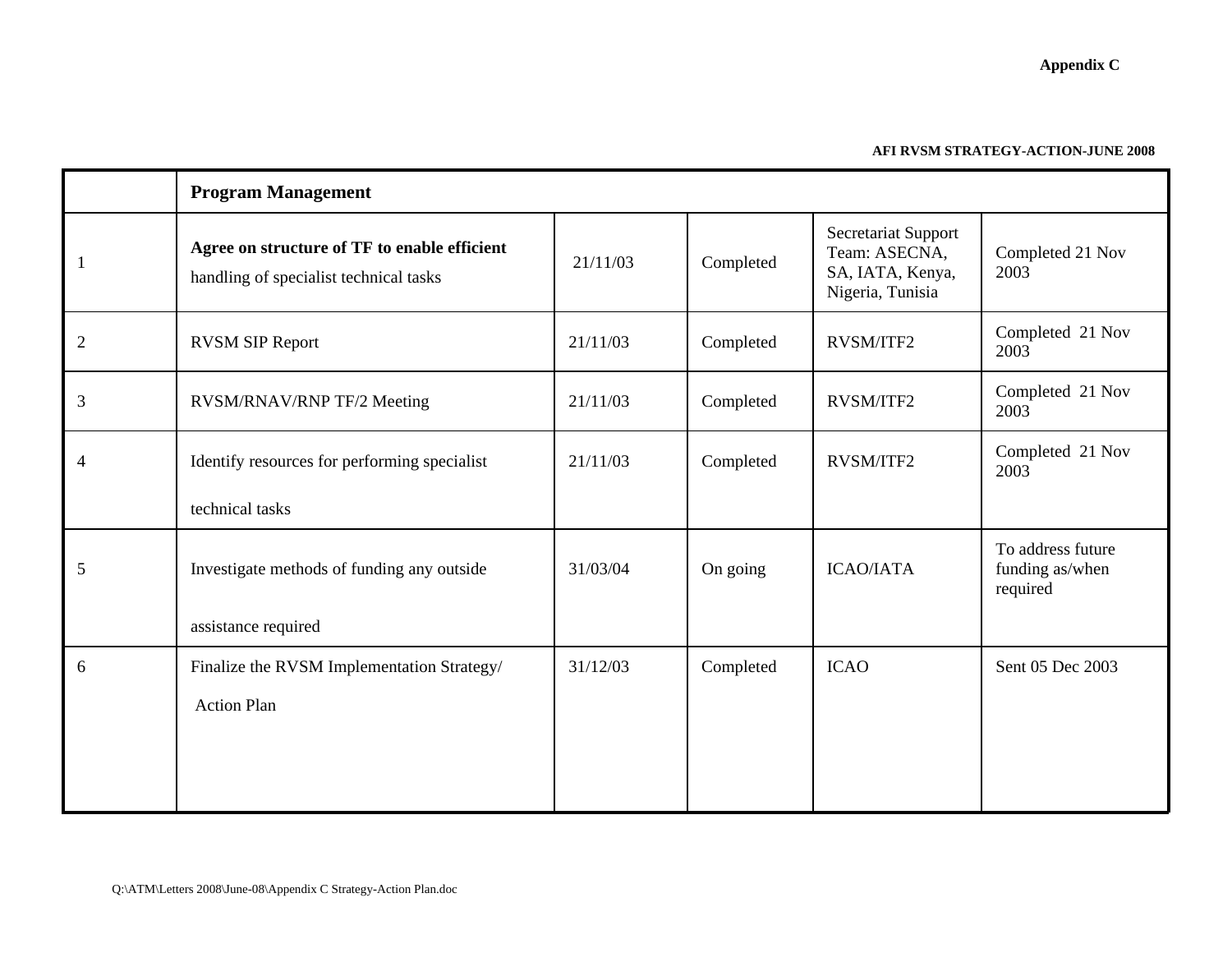**Appendix C**

**AFI RVSM STRATEGY-ACTION-JUNE 2008**

| | **Program Management** | | | | |
|---|---|---|---|---|---|
| 1 | **Agree on structure of TF to enable efficient** handling of specialist technical tasks | 21/11/03 | Completed | Secretariat Support Team: ASECNA, SA, IATA, Kenya, Nigeria, Tunisia | Completed 21 Nov 2003 |
| 2 | RVSM SIP Report | 21/11/03 | Completed | RVSM/ITF2 | Completed 21 Nov 2003 |
| 3 | RVSM/RNAV/RNP TF/2 Meeting | 21/11/03 | Completed | RVSM/ITF2 | Completed 21 Nov 2003 |
| 4 | Identify resources for performing specialist technical tasks | 21/11/03 | Completed | RVSM/ITF2 | Completed 21 Nov 2003 |
| 5 | Investigate methods of funding any outside assistance required | 31/03/04 | On going | ICAO/IATA | To address future funding as/when required |
| 6 | Finalize the RVSM Implementation Strategy/ Action Plan | 31/12/03 | Completed | ICAO | Sent 05 Dec 2003 |

Q:\ATM\Letters 2008\June-08\Appendix C Strategy-Action Plan.doc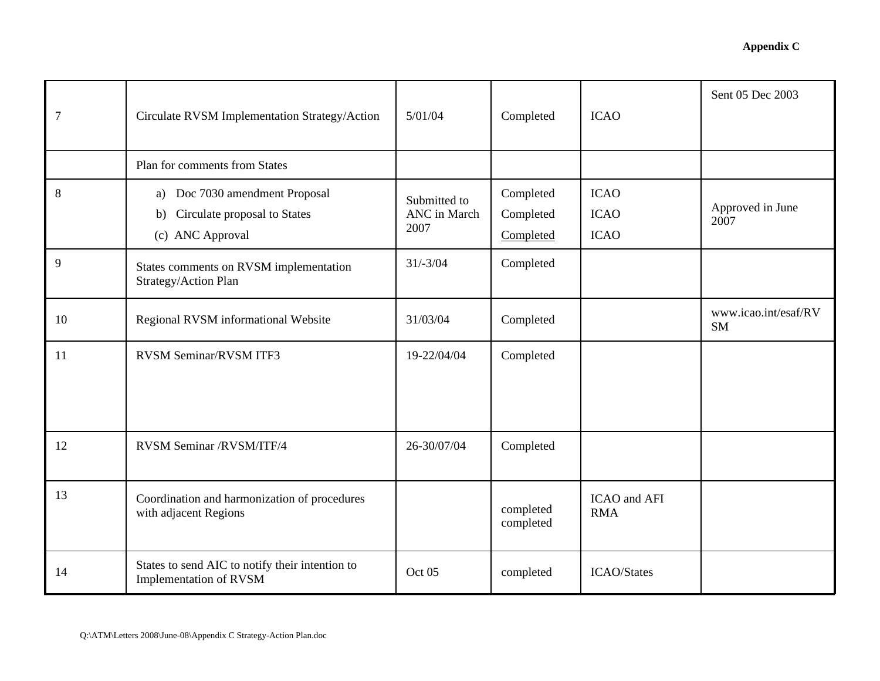**Appendix C**

| | | | | | |
|---|---|---|---|---|---|
| 7 | Circulate RVSM Implementation Strategy/Action | 5/01/04 | Completed | ICAO | Sent 05 Dec 2003 |
| | Plan for comments from States | | | | |
| 8 | a) Doc 7030 amendment Proposal<br>b) Circulate proposal to States<br>(c) ANC Approval | Submitted to ANC in March 2007 | Completed<br>Completed<br>Completed | ICAO<br>ICAO<br>ICAO | Approved in June 2007 |
| 9 | States comments on RVSM implementation Strategy/Action Plan | 31/-3/04 | Completed | | |
| 10 | Regional RVSM informational Website | 31/03/04 | Completed | | www.icao.int/esaf/RVSM |
| 11 | RVSM Seminar/RVSM ITF3 | 19-22/04/04 | Completed | | |
| 12 | RVSM Seminar /RVSM/ITF/4 | 26-30/07/04 | Completed | | |
| 13 | Coordination and harmonization of procedures with adjacent Regions | | completed<br>completed | ICAO and AFI RMA | |
| 14 | States to send AIC to notify their intention to Implementation of RVSM | Oct 05 | completed | ICAO/States | |

Q:\ATM\Letters 2008\June-08\Appendix C Strategy-Action Plan.doc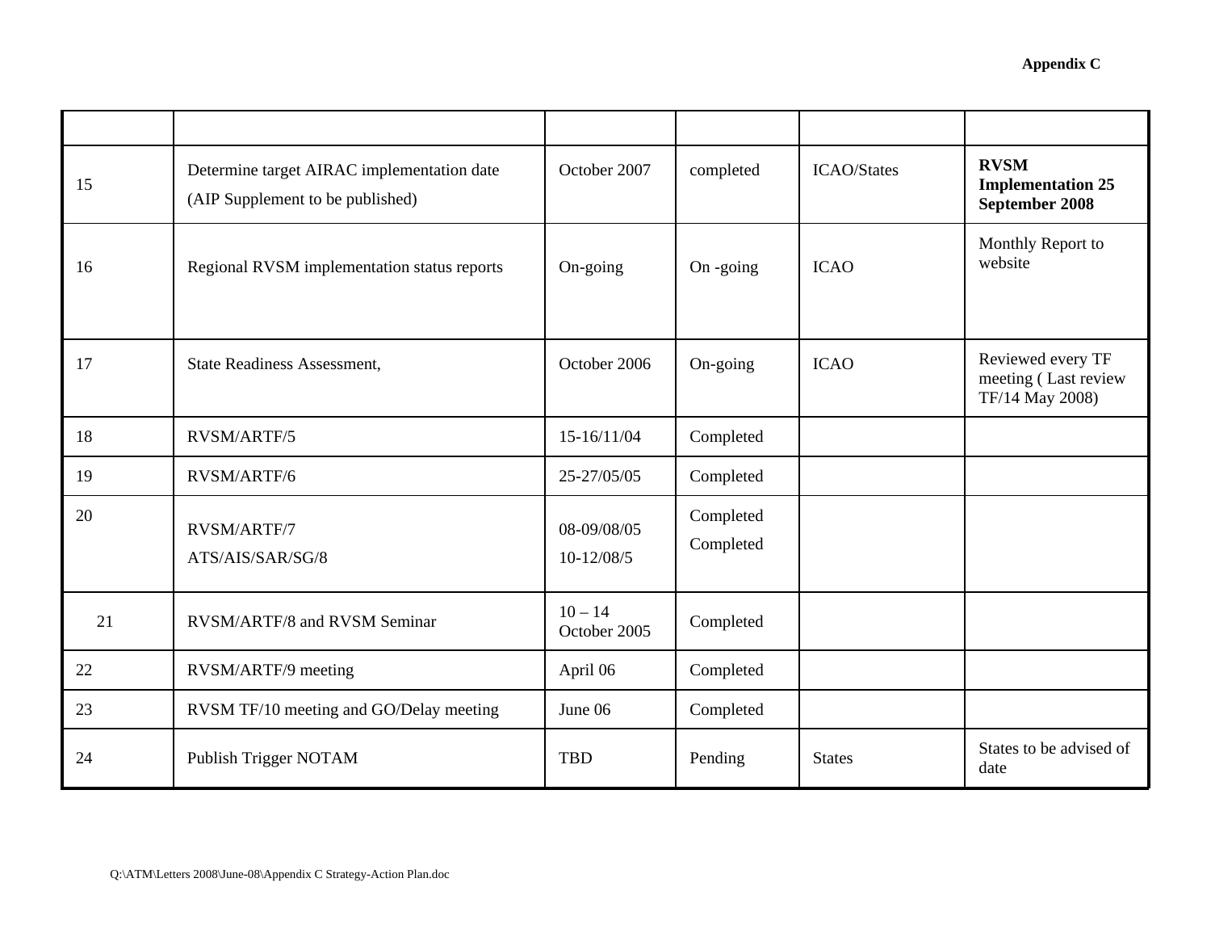**Appendix C**

| | | | | | |
|---|---|---|---|---|---|
| 15 | Determine target AIRAC implementation date (AIP Supplement to be published) | October 2007 | completed | ICAO/States | **RVSM Implementation 25 September 2008** |
| 16 | Regional RVSM implementation status reports | On-going | On -going | ICAO | Monthly Report to website |
| 17 | State Readiness Assessment, | October 2006 | On-going | ICAO | Reviewed every TF meeting ( Last review TF/14 May 2008) |
| 18 | RVSM/ARTF/5 | 15-16/11/04 | Completed | | |
| 19 | RVSM/ARTF/6 | 25-27/05/05 | Completed | | |
| 20 | RVSM/ARTF/7<br>ATS/AIS/SAR/SG/8 | 08-09/08/05<br>10-12/08/5 | Completed<br>Completed | | |
| 21 | RVSM/ARTF/8 and RVSM Seminar | 10 – 14 October 2005 | Completed | | |
| 22 | RVSM/ARTF/9 meeting | April 06 | Completed | | |
| 23 | RVSM TF/10 meeting and GO/Delay meeting | June 06 | Completed | | |
| 24 | Publish Trigger NOTAM | TBD | Pending | States | States to be advised of date |

Q:\ATM\Letters 2008\June-08\Appendix C Strategy-Action Plan.doc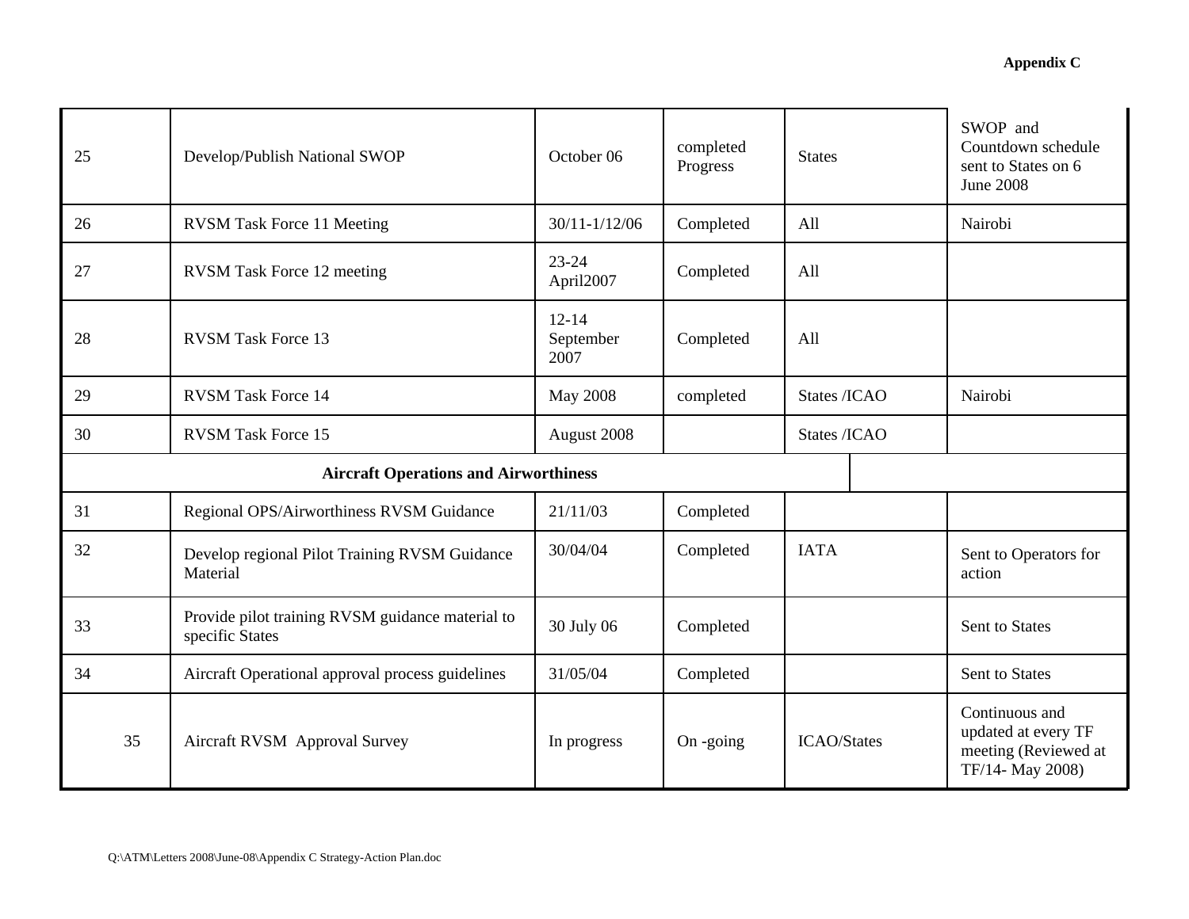## Appendix C

| | | | | | |
|---|---|---|---|---|---|
| 25 | Develop/Publish National SWOP | October 06 | completed Progress | States | SWOP and Countdown schedule sent to States on 6 June 2008 |
| 26 | RVSM Task Force 11 Meeting | 30/11-1/12/06 | Completed | All | Nairobi |
| 27 | RVSM Task Force 12 meeting | 23-24 April2007 | Completed | All | |
| 28 | RVSM Task Force 13 | 12-14 September 2007 | Completed | All | |
| 29 | RVSM Task Force 14 | May 2008 | completed | States /ICAO | Nairobi |
| 30 | RVSM Task Force 15 | August 2008 | | States /ICAO | |
| **Aircraft Operations and Airworthiness** | | | | | |
| 31 | Regional OPS/Airworthiness RVSM Guidance | 21/11/03 | Completed | | |
| 32 | Develop regional Pilot Training RVSM Guidance Material | 30/04/04 | Completed | IATA | Sent to Operators for action |
| 33 | Provide pilot training RVSM guidance material to specific States | 30 July 06 | Completed | | Sent to States |
| 34 | Aircraft Operational approval process guidelines | 31/05/04 | Completed | | Sent to States |
| 35 | Aircraft RVSM Approval Survey | In progress | On -going | ICAO/States | Continuous and updated at every TF meeting (Reviewed at TF/14- May 2008) |

Q:\ATM\Letters 2008\June-08\Appendix C Strategy-Action Plan.doc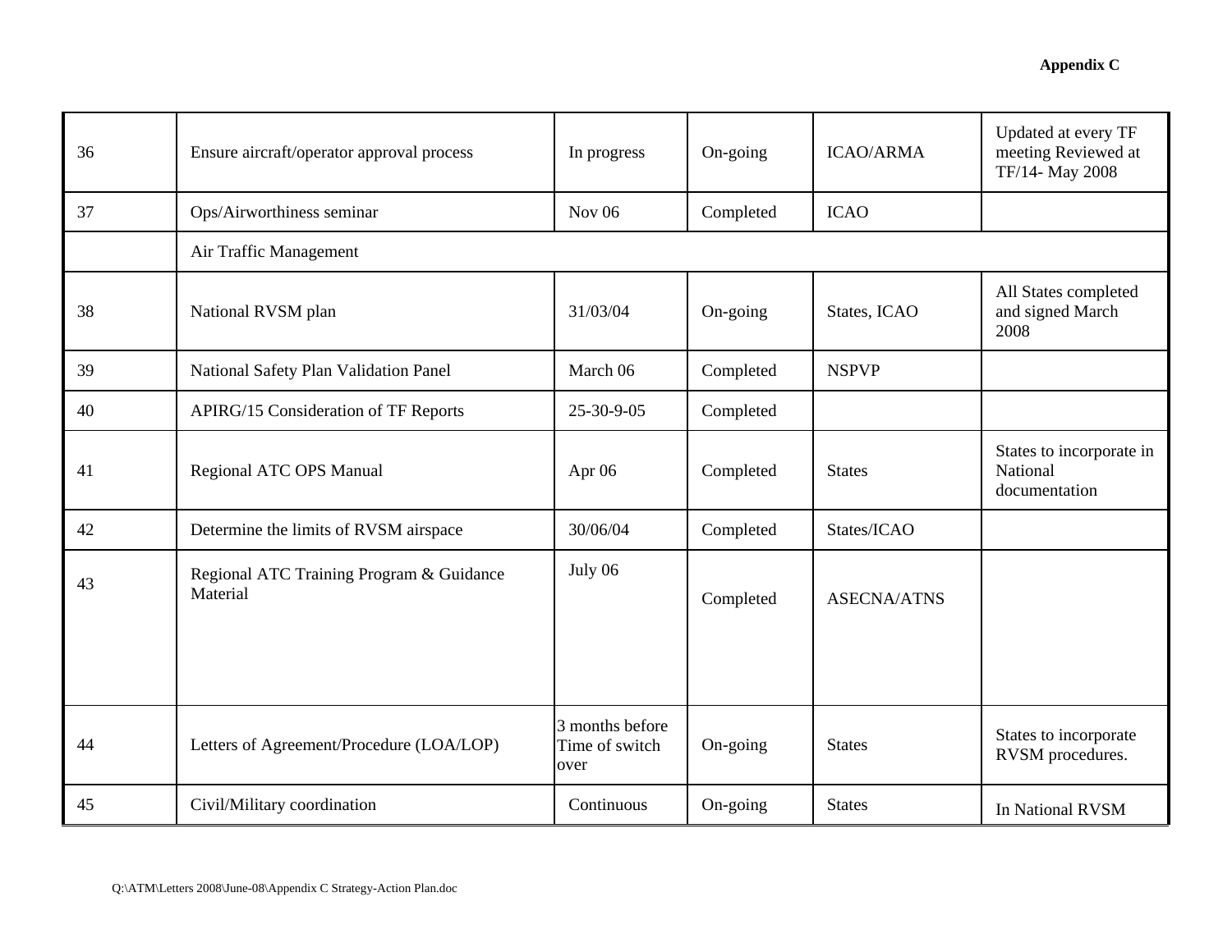**Appendix C**

| | | | | | |
|---|---|---|---|---|---|
| 36 | Ensure aircraft/operator approval process | In progress | On-going | ICAO/ARMA | Updated at every TF meeting Reviewed at TF/14- May 2008 |
| 37 | Ops/Airworthiness seminar | Nov 06 | Completed | ICAO | |
| | Air Traffic Management | | | | |
| 38 | National RVSM plan | 31/03/04 | On-going | States, ICAO | All States completed and signed March 2008 |
| 39 | National Safety Plan Validation Panel | March 06 | Completed | NSPVP | |
| 40 | APIRG/15 Consideration of TF Reports | 25-30-9-05 | Completed | | |
| 41 | Regional ATC OPS Manual | Apr 06 | Completed | States | States to incorporate in National documentation |
| 42 | Determine the limits of RVSM airspace | 30/06/04 | Completed | States/ICAO | |
| 43 | Regional ATC Training Program & Guidance Material | July 06 | Completed | ASECNA/ATNS | |
| 44 | Letters of Agreement/Procedure (LOA/LOP) | 3 months before Time of switch over | On-going | States | States to incorporate RVSM procedures. |
| 45 | Civil/Military coordination | Continuous | On-going | States | In National RVSM |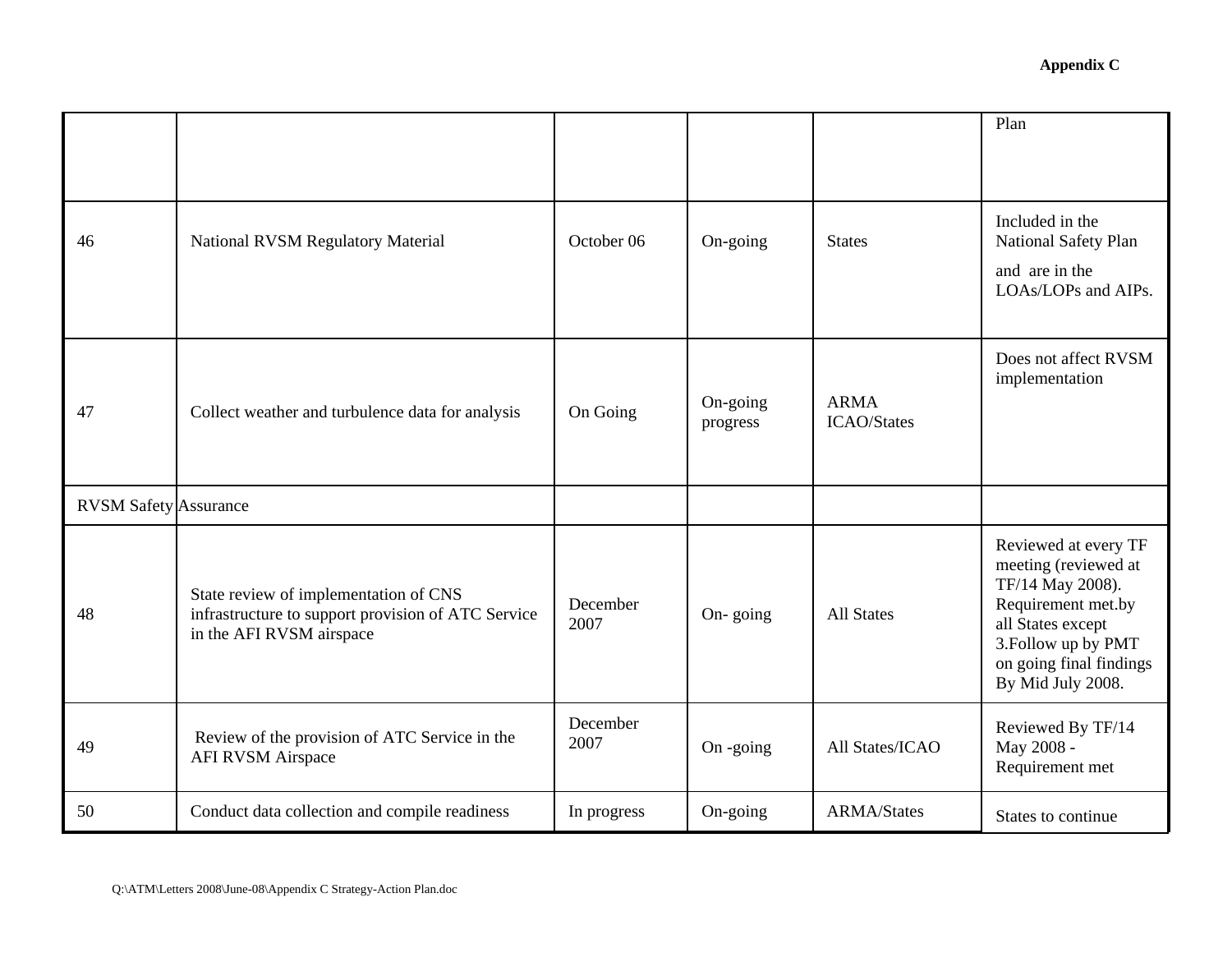**Appendix C**

| | | | | | |
|---|---|---|---|---|---|
| | | | | | Plan |
| 46 | National RVSM Regulatory Material | October 06 | On-going | States | Included in the National Safety Plan and are in the LOAs/LOPs and AIPs. |
| 47 | Collect weather and turbulence data for analysis | On Going | On-going progress | ARMA ICAO/States | Does not affect RVSM implementation |
| RVSM Safety Assurance | | | | | |
| 48 | State review of implementation of CNS infrastructure to support provision of ATC Service in the AFI RVSM airspace | December 2007 | On- going | All States | Reviewed at every TF meeting (reviewed at TF/14 May 2008). Requirement met.by all States except 3.Follow up by PMT on going final findings By Mid July 2008. |
| 49 | Review of the provision of ATC Service in the AFI RVSM Airspace | December 2007 | On -going | All States/ICAO | Reviewed By TF/14 May 2008 - Requirement met |
| 50 | Conduct data collection and compile readiness | In progress | On-going | ARMA/States | States to continue |

Q:\ATM\Letters 2008\June-08\Appendix C Strategy-Action Plan.doc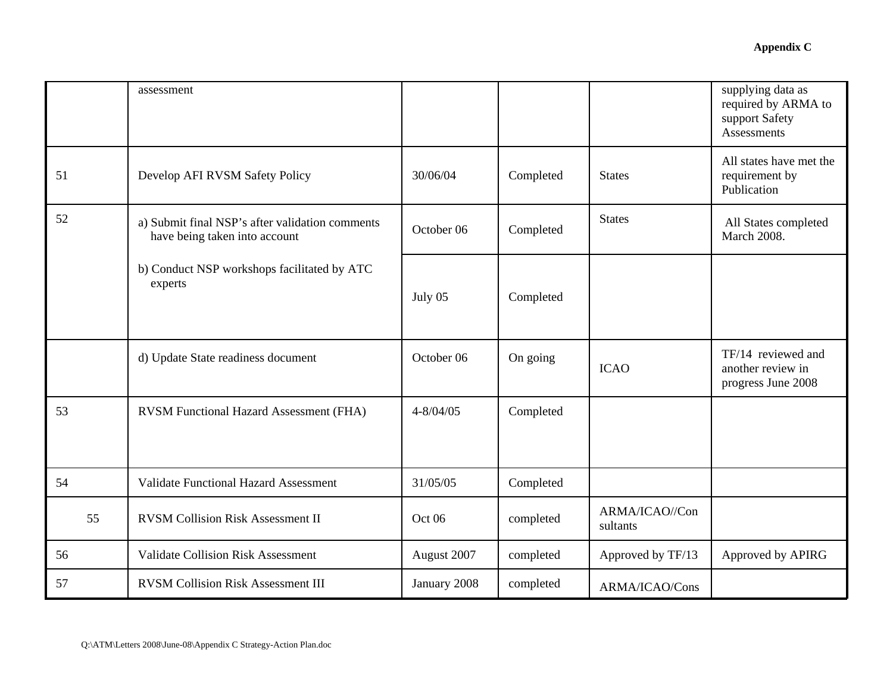| | | | | | |
|---|---|---|---|---|---|
| | assessment | | | | supplying data as required by ARMA to support Safety Assessments |
| 51 | Develop AFI RVSM Safety Policy | 30/06/04 | Completed | States | All states have met the requirement by Publication |
| 52 | a) Submit final NSP's after validation comments have being taken into account | October 06 | Completed | States | All States completed March 2008. |
| | b) Conduct NSP workshops facilitated by ATC experts | July 05 | Completed | | |
| | d) Update State readiness document | October 06 | On going | ICAO | TF/14 reviewed and another review in progress June 2008 |
| 53 | RVSM Functional Hazard Assessment (FHA) | 4-8/04/05 | Completed | | |
| 54 | Validate Functional Hazard Assessment | 31/05/05 | Completed | | |
| 55 | RVSM Collision Risk Assessment II | Oct 06 | completed | ARMA/ICAO//Consultants | |
| 56 | Validate Collision Risk Assessment | August 2007 | completed | Approved by TF/13 | Approved by APIRG |
| 57 | RVSM Collision Risk Assessment III | January 2008 | completed | ARMA/ICAO/Cons | |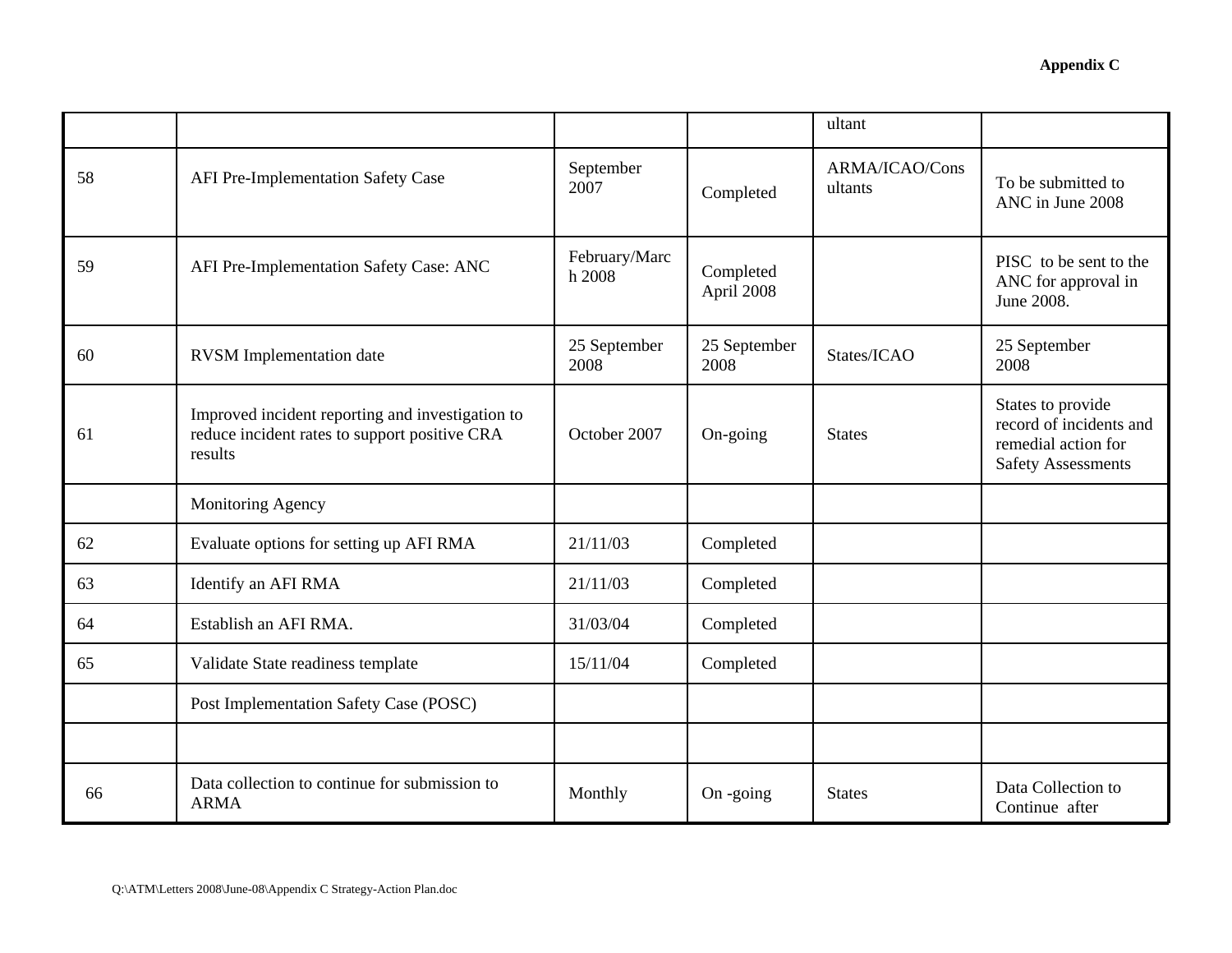| | | | | ultant | |
|---|---|---|---|---|---|
| 58 | AFI Pre-Implementation Safety Case | September 2007 | Completed | ARMA/ICAO/Consultants | To be submitted to ANC in June 2008 |
| 59 | AFI Pre-Implementation Safety Case: ANC | February/March 2008 | Completed April 2008 | | PISC to be sent to the ANC for approval in June 2008. |
| 60 | RVSM Implementation date | 25 September 2008 | 25 September 2008 | States/ICAO | 25 September 2008 |
| 61 | Improved incident reporting and investigation to reduce incident rates to support positive CRA results | October 2007 | On-going | States | States to provide record of incidents and remedial action for Safety Assessments |
| | Monitoring Agency | | | | |
| 62 | Evaluate options for setting up AFI RMA | 21/11/03 | Completed | | |
| 63 | Identify an AFI RMA | 21/11/03 | Completed | | |
| 64 | Establish an AFI RMA. | 31/03/04 | Completed | | |
| 65 | Validate State readiness template | 15/11/04 | Completed | | |
| | Post Implementation Safety Case (POSC) | | | | |
| | | | | | |
| 66 | Data collection to continue for submission to ARMA | Monthly | On -going | States | Data Collection to Continue after |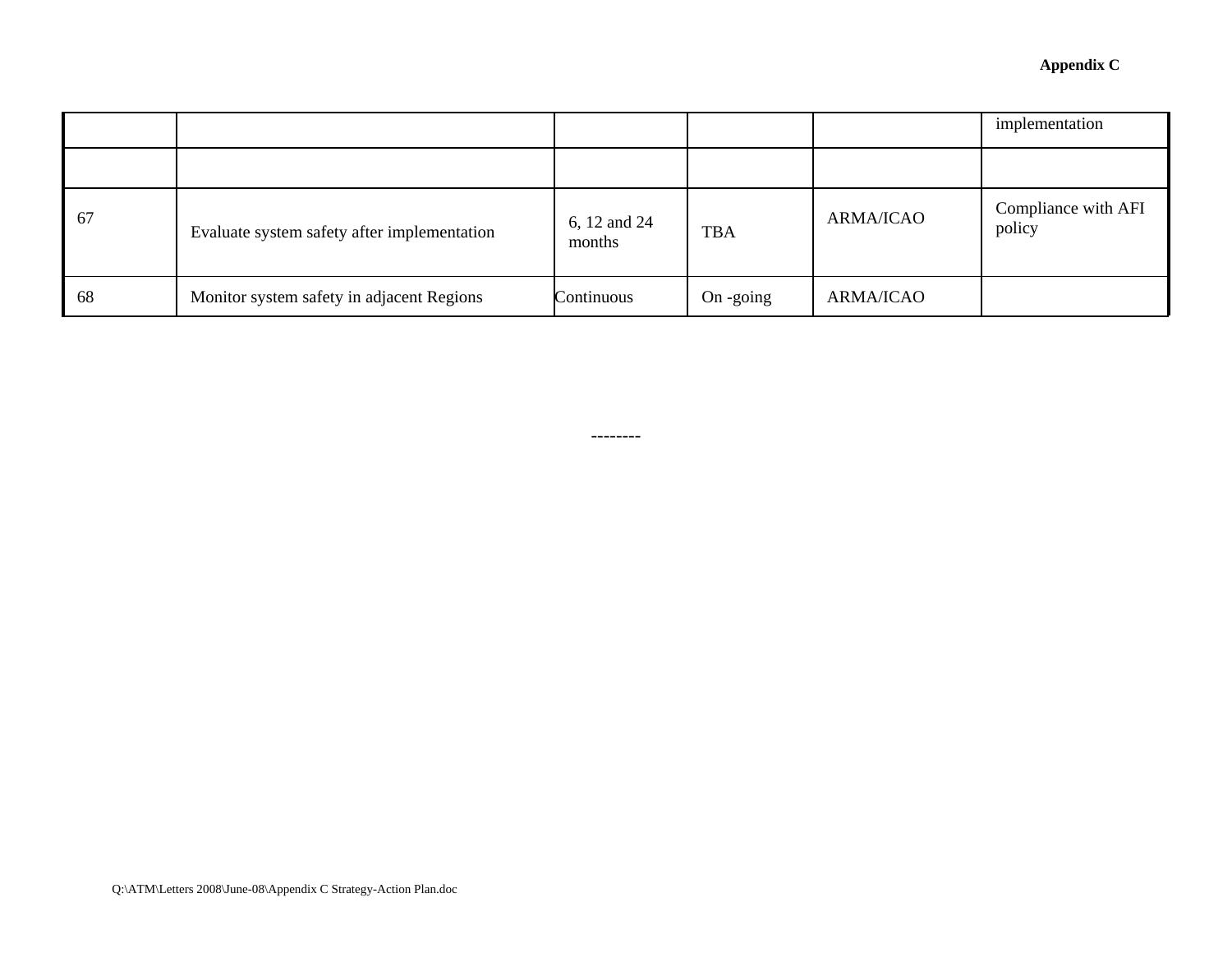| | | | | | |
|---|---|---|---|---|---|
| | | | | | implementation |
| | | | | | |
| 67 | Evaluate system safety after implementation | 6, 12 and 24 months | TBA | ARMA/ICAO | Compliance with AFI policy |
| 68 | Monitor system safety in adjacent Regions | Continuous | On -going | ARMA/ICAO | |

--------